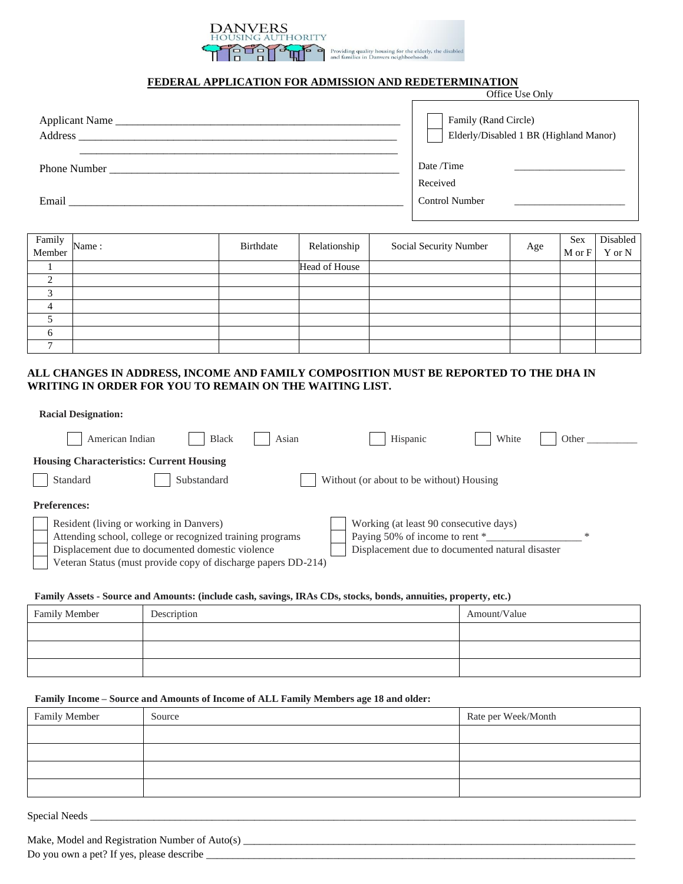DANVERS
HOUSING AUTHORITY
Providing quality housing for the elderly, the disabled and families in Danvers neighborhoods

## FEDERAL APPLICATION FOR ADMISSION AND REDETERMINATION

Office Use Only

- ☐ Family (Rand Circle)
- ☐ Elderly/Disabled 1 BR (Highland Manor)

Date /Time Received ______________________

Control Number ______________________

Applicant Name ______________________________________________________

Address ____________________________________________________________

____________________________________________________________

Phone Number ______________________________________________________

Email ______________________________________________________________

| Family Member | Name : | Birthdate | Relationship | Social Security Number | Age | Sex M or F | Disabled Y or N |
|---|---|---|---|---|---|---|---|
| 1 | | | Head of House | | | | |
| 2 | | | | | | | |
| 3 | | | | | | | |
| 4 | | | | | | | |
| 5 | | | | | | | |
| 6 | | | | | | | |
| 7 | | | | | | | |

**ALL CHANGES IN ADDRESS, INCOME AND FAMILY COMPOSITION MUST BE REPORTED TO THE DHA IN WRITING IN ORDER FOR YOU TO REMAIN ON THE WAITING LIST.**

**Racial Designation:**

☐ American Indian ☐ Black ☐ Asian ☐ Hispanic ☐ White ☐ Other __________

**Housing Characteristics: Current Housing**

☐ Standard ☐ Substandard ☐ Without (or about to be without) Housing

**Preferences:**

- ☐ Resident (living or working in Danvers)
- ☐ Attending school, college or recognized training programs
- ☐ Displacement due to documented domestic violence
- ☐ Veteran Status (must provide copy of discharge papers DD-214)
- ☐ Working (at least 90 consecutive days)
- ☐ Paying 50% of income to rent *__________________ *
- ☐ Displacement due to documented natural disaster

**Family Assets - Source and Amounts: (include cash, savings, IRAs CDs, stocks, bonds, annuities, property, etc.)**

| Family Member | Description | Amount/Value |
|---|---|---|
| | | |
| | | |
| | | |

**Family Income – Source and Amounts of Income of ALL Family Members age 18 and older:**

| Family Member | Source | Rate per Week/Month |
|---|---|---|
| | | |
| | | |
| | | |
| | | |

Special Needs ____________________________________________________________________________

Make, Model and Registration Number of Auto(s) ________________________________________________

Do you own a pet? If yes, please describe _____________________________________________________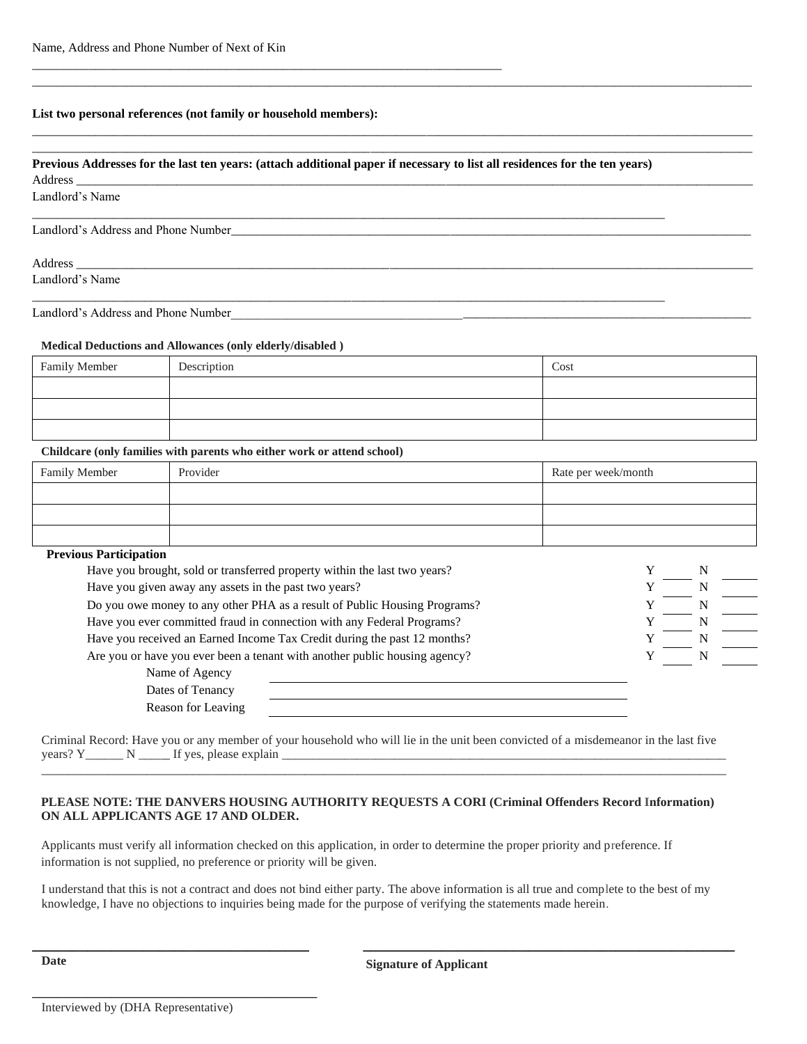Name, Address and Phone Number of Next of Kin

______________________________________________________________________________

______________________________________________________________________________

**List two personal references (not family or household members):**

______________________________________________________________________________

______________________________________________________________________________

**Previous Addresses for the last ten years: (attach additional paper if necessary to list all residences for the ten years)**

Address ______________________________________________________________________

Landlord's Name

______________________________________________________________________________

Landlord's Address and Phone Number____________________________________________

Address ______________________________________________________________________

Landlord's Name

______________________________________________________________________________

Landlord's Address and Phone Number____________________________________________

**Medical Deductions and Allowances (only elderly/disabled )**

| Family Member | Description | Cost |
|---|---|---|
| | | |
| | | |
| | | |

**Childcare (only families with parents who either work or attend school)**

| Family Member | Provider | Rate per week/month |
|---|---|---|
| | | |
| | | |
| | | |

**Previous Participation**

Have you brought, sold or transferred property within the last two years? Y _____ N _____

Have you given away any assets in the past two years? Y _____ N _____

Do you owe money to any other PHA as a result of Public Housing Programs? Y _____ N _____

Have you ever committed fraud in connection with any Federal Programs? Y _____ N _____

Have you received an Earned Income Tax Credit during the past 12 months? Y _____ N _____

Are you or have you ever been a tenant with another public housing agency? Y _____ N _____

Name of Agency ____________________________

Dates of Tenancy ____________________________

Reason for Leaving ____________________________

Criminal Record: Have you or any member of your household who will lie in the unit been convicted of a misdemeanor in the last five years? Y______ N _____ If yes, please explain ____________________________________________

______________________________________________________________________________

**PLEASE NOTE: THE DANVERS HOUSING AUTHORITY REQUESTS A CORI (Criminal Offenders Record Information) ON ALL APPLICANTS AGE 17 AND OLDER.**

Applicants must verify all information checked on this application, in order to determine the proper priority and preference. If information is not supplied, no preference or priority will be given.

I understand that this is not a contract and does not bind either party. The above information is all true and complete to the best of my knowledge, I have no objections to inquiries being made for the purpose of verifying the statements made herein.

______________________________ ______________________________

**Date** **Signature of Applicant**

______________________________

Interviewed by (DHA Representative)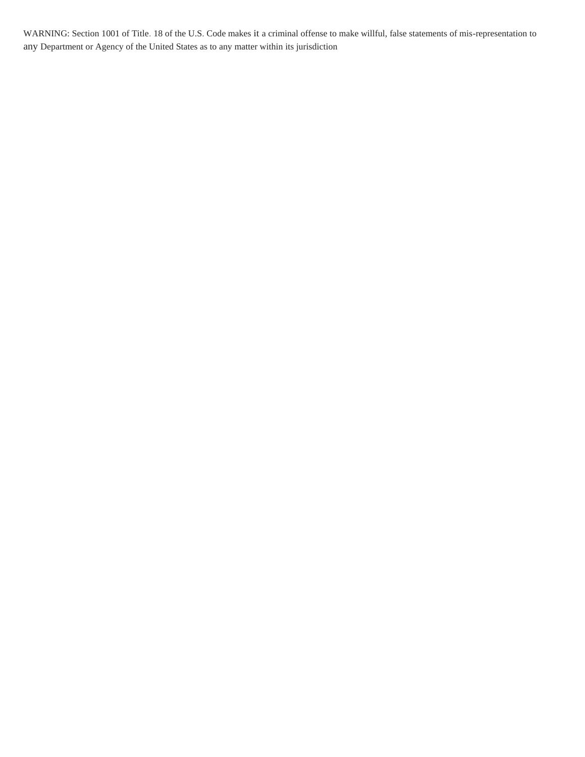WARNING: Section 1001 of Title. 18 of the U.S. Code makes it a criminal offense to make willful, false statements of mis-representation to any Department or Agency of the United States as to any matter within its jurisdiction